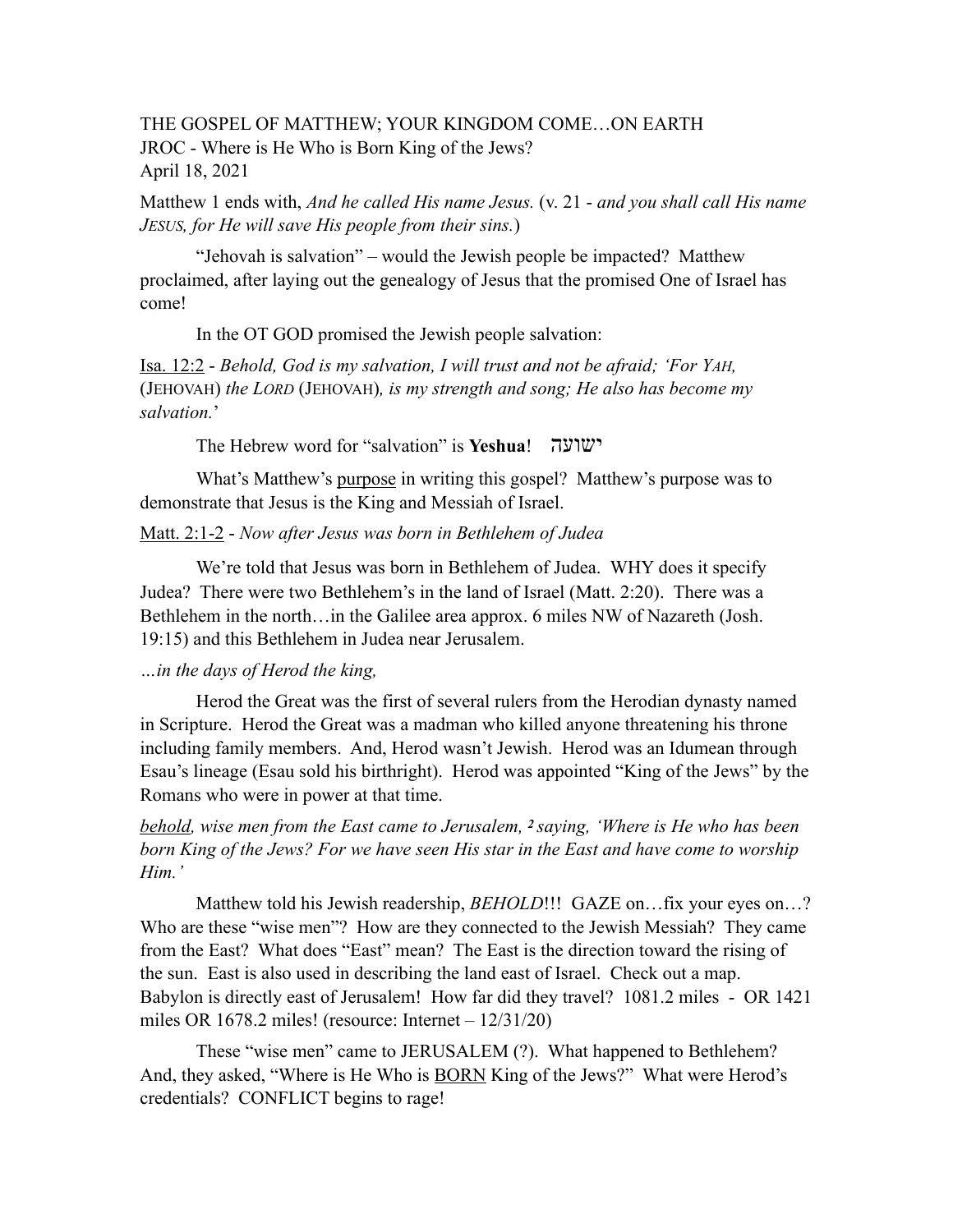THE GOSPEL OF MATTHEW; YOUR KINGDOM COME…ON EARTH
JROC - Where is He Who is Born King of the Jews?
April 18, 2021

Matthew 1 ends with, *And he called His name Jesus.* (v. 21 - *and you shall call His name JESUS, for He will save His people from their sins.*)

"Jehovah is salvation" – would the Jewish people be impacted? Matthew proclaimed, after laying out the genealogy of Jesus that the promised One of Israel has come!

In the OT GOD promised the Jewish people salvation:

Isa. 12:2 - *Behold, God is my salvation, I will trust and not be afraid; 'For YAH,* (JEHOVAH) *the LORD* (JEHOVAH)*, is my strength and song; He also has become my salvation.*'

The Hebrew word for "salvation" is **Yeshua**! ישועה

What's Matthew's purpose in writing this gospel? Matthew's purpose was to demonstrate that Jesus is the King and Messiah of Israel.

Matt. 2:1-2 - *Now after Jesus was born in Bethlehem of Judea*

We're told that Jesus was born in Bethlehem of Judea. WHY does it specify Judea? There were two Bethlehem's in the land of Israel (Matt. 2:20). There was a Bethlehem in the north…in the Galilee area approx. 6 miles NW of Nazareth (Josh. 19:15) and this Bethlehem in Judea near Jerusalem.

*…in the days of Herod the king,*

Herod the Great was the first of several rulers from the Herodian dynasty named in Scripture. Herod the Great was a madman who killed anyone threatening his throne including family members. And, Herod wasn't Jewish. Herod was an Idumean through Esau's lineage (Esau sold his birthright). Herod was appointed "King of the Jews" by the Romans who were in power at that time.

*behold, wise men from the East came to Jerusalem, ² saying, 'Where is He who has been born King of the Jews? For we have seen His star in the East and have come to worship Him.'*

Matthew told his Jewish readership, *BEHOLD*!!! GAZE on…fix your eyes on…? Who are these "wise men"? How are they connected to the Jewish Messiah? They came from the East? What does "East" mean? The East is the direction toward the rising of the sun. East is also used in describing the land east of Israel. Check out a map. Babylon is directly east of Jerusalem! How far did they travel? 1081.2 miles - OR 1421 miles OR 1678.2 miles! (resource: Internet – 12/31/20)

These "wise men" came to JERUSALEM (?). What happened to Bethlehem? And, they asked, "Where is He Who is BORN King of the Jews?" What were Herod's credentials? CONFLICT begins to rage!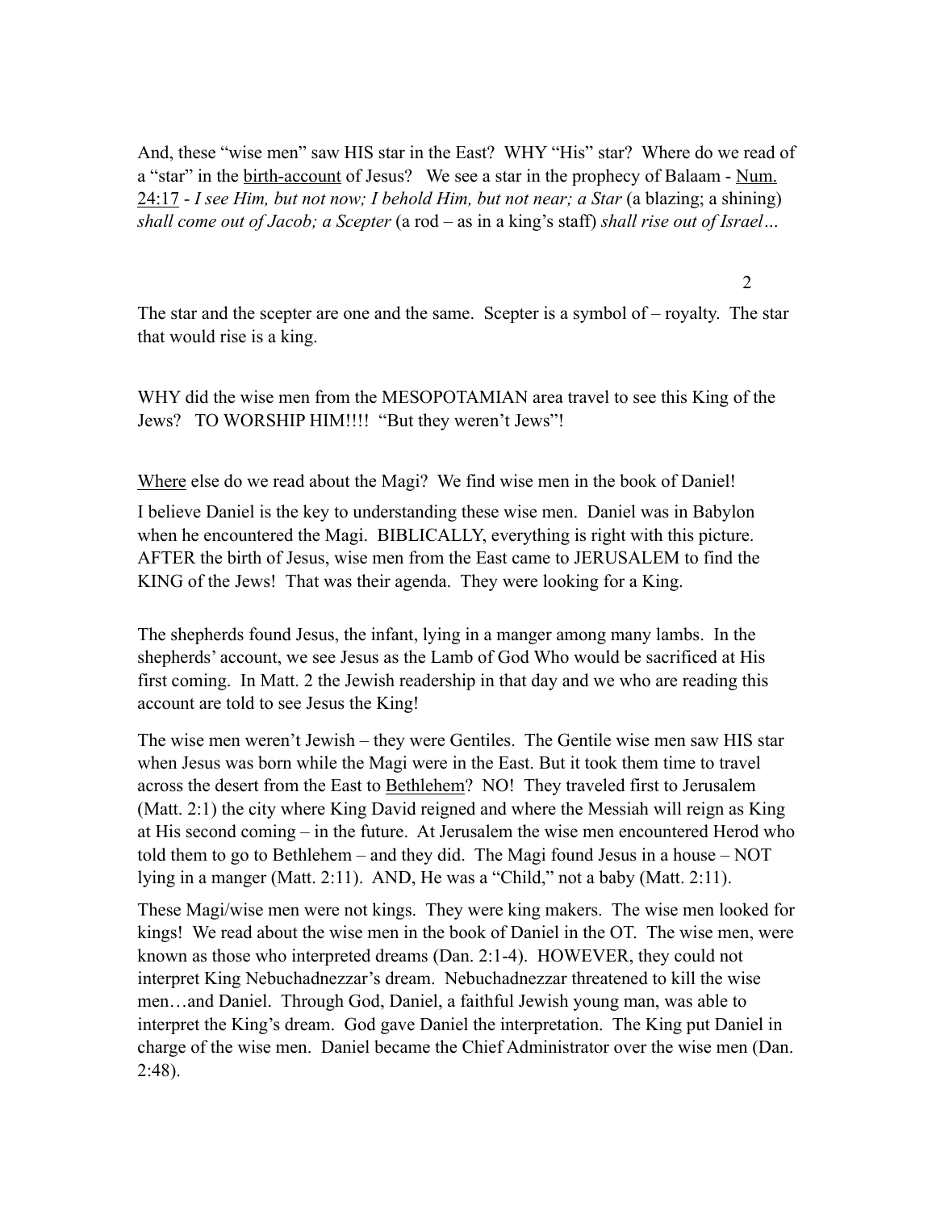And, these "wise men" saw HIS star in the East? WHY "His" star? Where do we read of a "star" in the <u>birth-account</u> of Jesus? We see a star in the prophecy of Balaam - <u>Num. 24:17</u> - *I see Him, but not now; I behold Him, but not near; a Star* (a blazing; a shining) *shall come out of Jacob; a Scepter* (a rod – as in a king's staff) *shall rise out of Israel…*

The star and the scepter are one and the same. Scepter is a symbol of – royalty. The star that would rise is a king.

WHY did the wise men from the MESOPOTAMIAN area travel to see this King of the Jews? TO WORSHIP HIM!!!! "But they weren't Jews"!

<u>Where</u> else do we read about the Magi? We find wise men in the book of Daniel!

I believe Daniel is the key to understanding these wise men. Daniel was in Babylon when he encountered the Magi. BIBLICALLY, everything is right with this picture. AFTER the birth of Jesus, wise men from the East came to JERUSALEM to find the KING of the Jews! That was their agenda. They were looking for a King.

The shepherds found Jesus, the infant, lying in a manger among many lambs. In the shepherds' account, we see Jesus as the Lamb of God Who would be sacrificed at His first coming. In Matt. 2 the Jewish readership in that day and we who are reading this account are told to see Jesus the King!

The wise men weren't Jewish – they were Gentiles. The Gentile wise men saw HIS star when Jesus was born while the Magi were in the East. But it took them time to travel across the desert from the East to <u>Bethlehem</u>? NO! They traveled first to Jerusalem (Matt. 2:1) the city where King David reigned and where the Messiah will reign as King at His second coming – in the future. At Jerusalem the wise men encountered Herod who told them to go to Bethlehem – and they did. The Magi found Jesus in a house – NOT lying in a manger (Matt. 2:11). AND, He was a "Child," not a baby (Matt. 2:11).

These Magi/wise men were not kings. They were king makers. The wise men looked for kings! We read about the wise men in the book of Daniel in the OT. The wise men, were known as those who interpreted dreams (Dan. 2:1-4). HOWEVER, they could not interpret King Nebuchadnezzar's dream. Nebuchadnezzar threatened to kill the wise men…and Daniel. Through God, Daniel, a faithful Jewish young man, was able to interpret the King's dream. God gave Daniel the interpretation. The King put Daniel in charge of the wise men. Daniel became the Chief Administrator over the wise men (Dan. 2:48).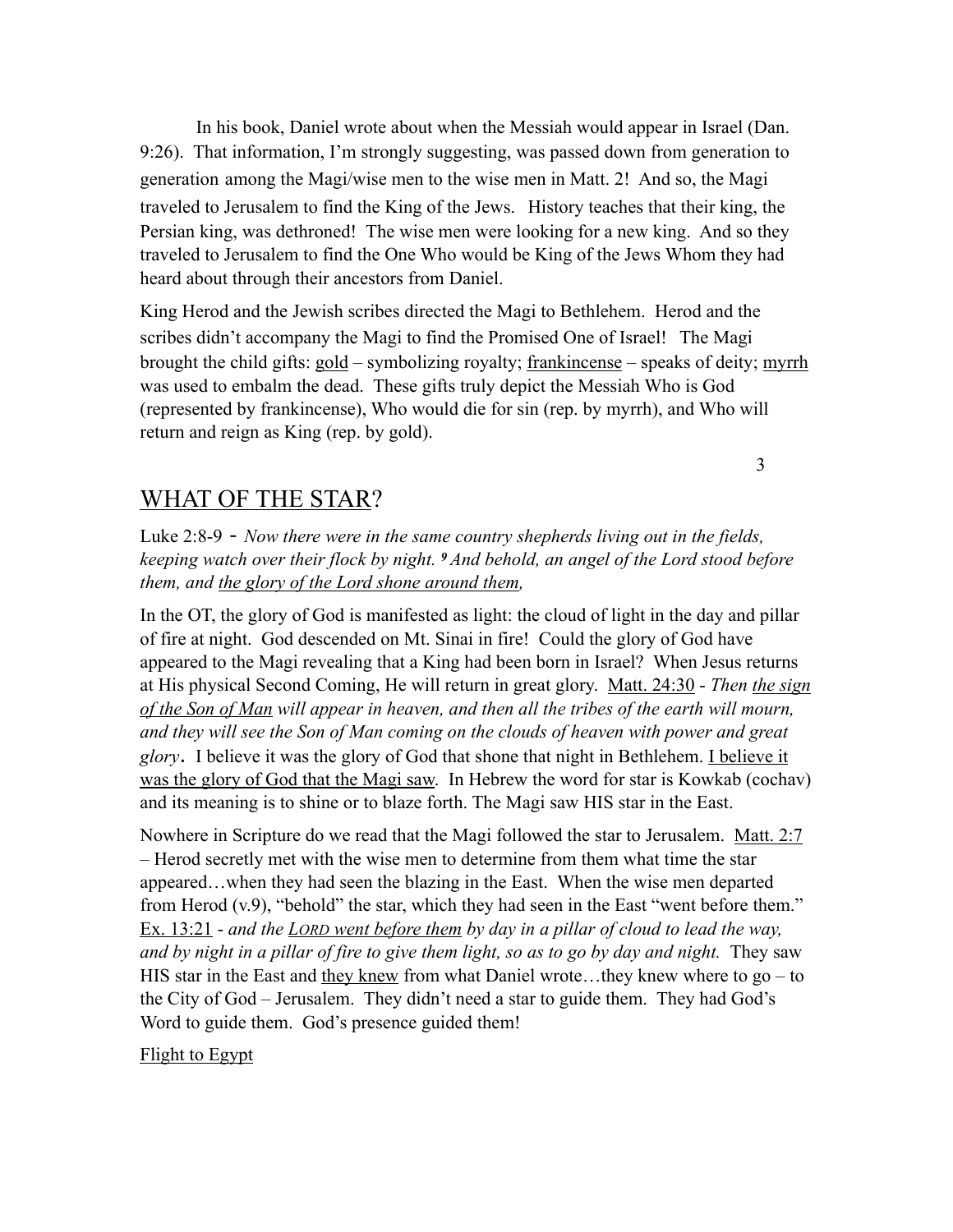In his book, Daniel wrote about when the Messiah would appear in Israel (Dan. 9:26). That information, I'm strongly suggesting, was passed down from generation to generation among the Magi/wise men to the wise men in Matt. 2! And so, the Magi traveled to Jerusalem to find the King of the Jews. History teaches that their king, the Persian king, was dethroned! The wise men were looking for a new king. And so they traveled to Jerusalem to find the One Who would be King of the Jews Whom they had heard about through their ancestors from Daniel.

King Herod and the Jewish scribes directed the Magi to Bethlehem. Herod and the scribes didn't accompany the Magi to find the Promised One of Israel! The Magi brought the child gifts: <u>gold</u> – symbolizing royalty; <u>frankincense</u> – speaks of deity; <u>myrrh</u> was used to embalm the dead. These gifts truly depict the Messiah Who is God (represented by frankincense), Who would die for sin (rep. by myrrh), and Who will return and reign as King (rep. by gold).

## <u>WHAT OF THE STAR</u>?

Luke 2:8-9 - *Now there were in the same country shepherds living out in the fields, keeping watch over their flock by night.* ***9*** *And behold, an angel of the Lord stood before them, and <u>the glory of the Lord shone around them</u>,*

In the OT, the glory of God is manifested as light: the cloud of light in the day and pillar of fire at night. God descended on Mt. Sinai in fire! Could the glory of God have appeared to the Magi revealing that a King had been born in Israel? When Jesus returns at His physical Second Coming, He will return in great glory. <u>Matt. 24:30</u> - *Then <u>the sign of the Son of Man</u> will appear in heaven, and then all the tribes of the earth will mourn, and they will see the Son of Man coming on the clouds of heaven with power and great glory*. I believe it was the glory of God that shone that night in Bethlehem. <u>I believe it was the glory of God that the Magi saw</u>. In Hebrew the word for star is Kowkab (cochav) and its meaning is to shine or to blaze forth. The Magi saw HIS star in the East.

Nowhere in Scripture do we read that the Magi followed the star to Jerusalem. <u>Matt. 2:7</u> – Herod secretly met with the wise men to determine from them what time the star appeared…when they had seen the blazing in the East. When the wise men departed from Herod (v.9), "behold" the star, which they had seen in the East "went before them." <u>Ex. 13:21</u> - *and the <u>LORD went before them</u> by day in a pillar of cloud to lead the way, and by night in a pillar of fire to give them light, so as to go by day and night.* They saw HIS star in the East and <u>they knew</u> from what Daniel wrote…they knew where to go – to the City of God – Jerusalem. They didn't need a star to guide them. They had God's Word to guide them. God's presence guided them!

<u>Flight to Egypt</u>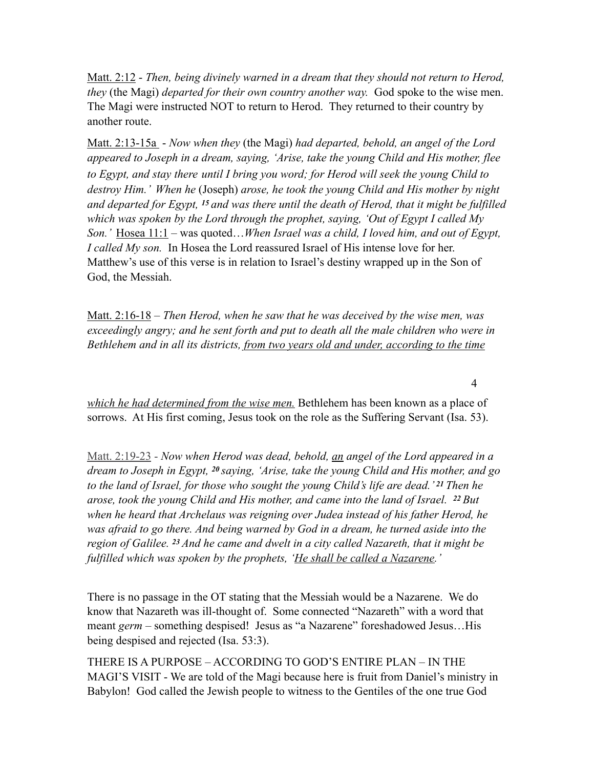Matt. 2:12 - *Then, being divinely warned in a dream that they should not return to Herod, they* (the Magi) *departed for their own country another way.* God spoke to the wise men. The Magi were instructed NOT to return to Herod. They returned to their country by another route.

Matt. 2:13-15a - *Now when they* (the Magi) *had departed, behold, an angel of the Lord appeared to Joseph in a dream, saying, 'Arise, take the young Child and His mother, flee to Egypt, and stay there until I bring you word; for Herod will seek the young Child to destroy Him.' When he* (Joseph) *arose, he took the young Child and His mother by night and departed for Egypt, 15 and was there until the death of Herod, that it might be fulfilled which was spoken by the Lord through the prophet, saying, 'Out of Egypt I called My Son.'* Hosea 11:1 – was quoted…*When Israel was a child, I loved him, and out of Egypt, I called My son.* In Hosea the Lord reassured Israel of His intense love for her. Matthew's use of this verse is in relation to Israel's destiny wrapped up in the Son of God, the Messiah.

Matt. 2:16-18 – *Then Herod, when he saw that he was deceived by the wise men, was exceedingly angry; and he sent forth and put to death all the male children who were in Bethlehem and in all its districts, <u>from two years old and under, according to the time which he had determined from the wise men.</u>* Bethlehem has been known as a place of sorrows. At His first coming, Jesus took on the role as the Suffering Servant (Isa. 53).

Matt. 2:19-23 - *Now when Herod was dead, behold, <u>an</u> angel of the Lord appeared in a dream to Joseph in Egypt, 20 saying, 'Arise, take the young Child and His mother, and go to the land of Israel, for those who sought the young Child's life are dead.' 21 Then he arose, took the young Child and His mother, and came into the land of Israel. 22 But when he heard that Archelaus was reigning over Judea instead of his father Herod, he was afraid to go there. And being warned by God in a dream, he turned aside into the region of Galilee. 23 And he came and dwelt in a city called Nazareth, that it might be fulfilled which was spoken by the prophets, '<u>He shall be called a Nazarene</u>.'*

There is no passage in the OT stating that the Messiah would be a Nazarene. We do know that Nazareth was ill-thought of. Some connected "Nazareth" with a word that meant *germ* – something despised! Jesus as "a Nazarene" foreshadowed Jesus…His being despised and rejected (Isa. 53:3).

THERE IS A PURPOSE – ACCORDING TO GOD'S ENTIRE PLAN – IN THE MAGI'S VISIT - We are told of the Magi because here is fruit from Daniel's ministry in Babylon! God called the Jewish people to witness to the Gentiles of the one true God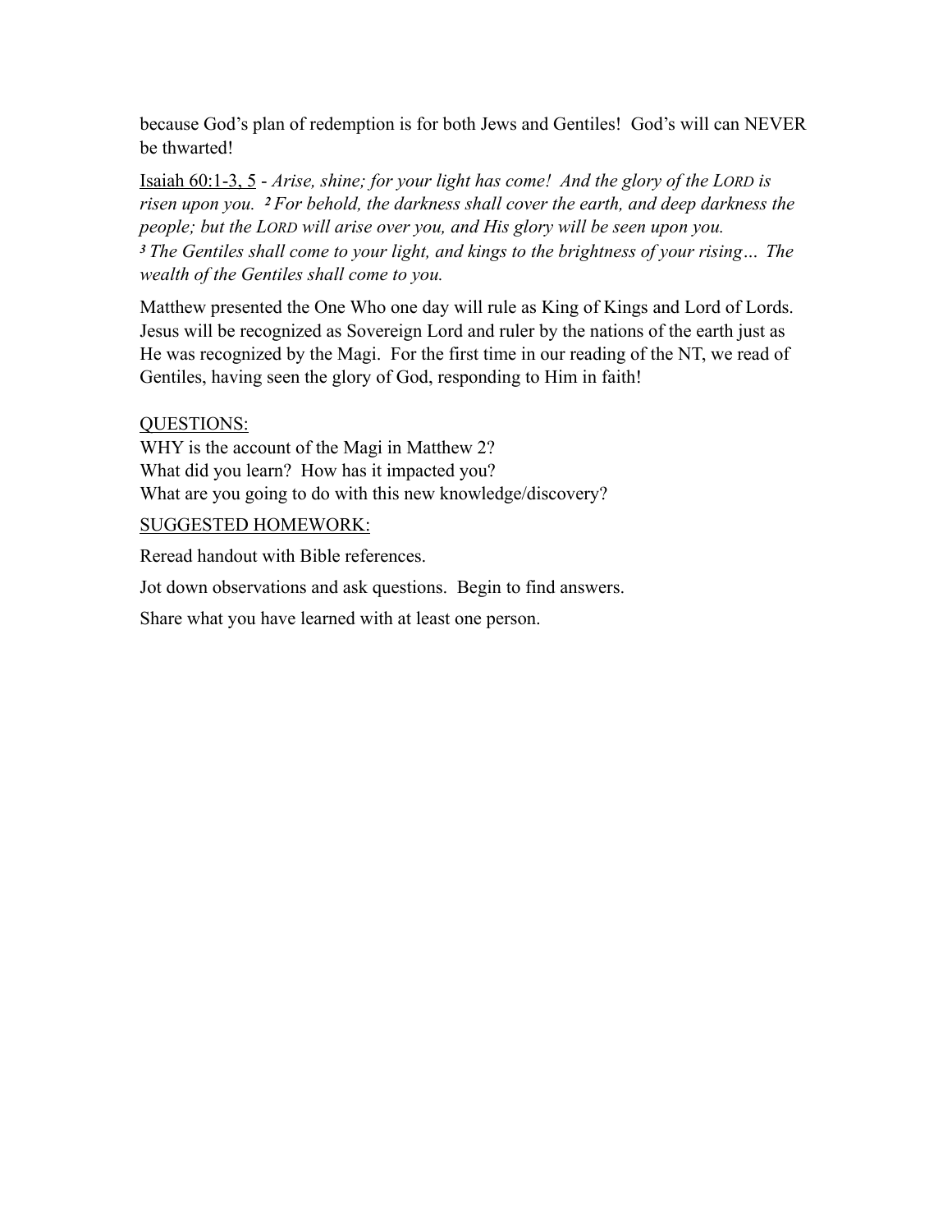because God's plan of redemption is for both Jews and Gentiles! God's will can NEVER be thwarted!

Isaiah 60:1-3, 5 - *Arise, shine; for your light has come! And the glory of the LORD is risen upon you. [2] For behold, the darkness shall cover the earth, and deep darkness the people; but the LORD will arise over you, and His glory will be seen upon you. [3] The Gentiles shall come to your light, and kings to the brightness of your rising… The wealth of the Gentiles shall come to you.*

Matthew presented the One Who one day will rule as King of Kings and Lord of Lords. Jesus will be recognized as Sovereign Lord and ruler by the nations of the earth just as He was recognized by the Magi. For the first time in our reading of the NT, we read of Gentiles, having seen the glory of God, responding to Him in faith!

QUESTIONS:

WHY is the account of the Magi in Matthew 2?

What did you learn? How has it impacted you?

What are you going to do with this new knowledge/discovery?

SUGGESTED HOMEWORK:

Reread handout with Bible references.

Jot down observations and ask questions. Begin to find answers.

Share what you have learned with at least one person.